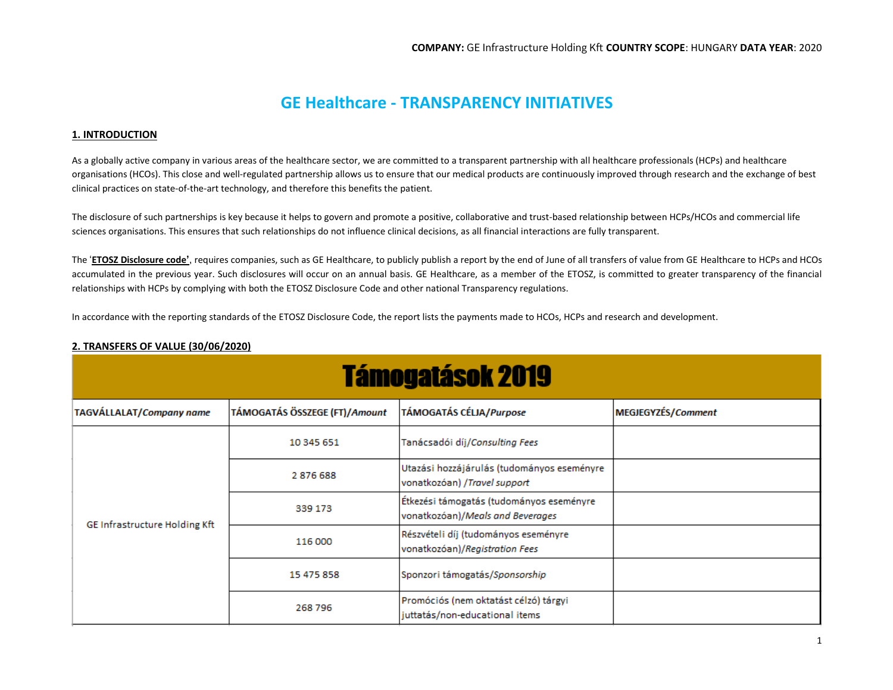**COMPANY:** GE Infrastructure Holding Kft **COUNTRY SCOPE**: HUNGARY **DATA YEAR**: 2020

# GE Healthcare - TRANSPARENCY INITIATIVES

## 1. INTRODUCTION

As a globally active company in various areas of the healthcare sector, we are committed to a transparent partnership with all healthcare professionals (HCPs) and healthcare organisations (HCOs). This close and well-regulated partnership allows us to ensure that our medical products are continuously improved through research and the exchange of best clinical practices on state-of-the-art technology, and therefore this benefits the patient.

The disclosure of such partnerships is key because it helps to govern and promote a positive, collaborative and trust-based relationship between HCPs/HCOs and commercial life sciences organisations. This ensures that such relationships do not influence clinical decisions, as all financial interactions are fully transparent.

The '**ETOSZ Disclosure code'**, requires companies, such as GE Healthcare, to publicly publish a report by the end of June of all transfers of value from GE Healthcare to HCPs and HCOs accumulated in the previous year. Such disclosures will occur on an annual basis. GE Healthcare, as a member of the ETOSZ, is committed to greater transparency of the financial relationships with HCPs by complying with both the ETOSZ Disclosure Code and other national Transparency regulations.

In accordance with the reporting standards of the ETOSZ Disclosure Code, the report lists the payments made to HCOs, HCPs and research and development.

## 2. TRANSFERS OF VALUE (30/06/2020)

| Támogatások 2019 | | | |
|---|---|---|---|
| **TAGVÁLLALAT/*Company name*** | **TÁMOGATÁS ÖSSZEGE (FT)/*Amount*** | **TÁMOGATÁS CÉLJA/*Purpose*** | **MEGJEGYZÉS/*Comment*** |
| GE Infrastructure Holding Kft | 10 345 651 | Tanácsadói díj/*Consulting Fees* | |
| | 2 876 688 | Utazási hozzájárulás (tudományos eseményre vonatkozóan) /*Travel support* | |
| | 339 173 | Étkezési támogatás (tudományos eseményre vonatkozóan)/*Meals and Beverages* | |
| | 116 000 | Részvételi díj (tudományos eseményre vonatkozóan)/*Registration Fees* | |
| | 15 475 858 | Szponzori támogatás/*Sponsorship* | |
| | 268 796 | Promóciós (nem oktatást célzó) tárgyi juttatás/non-educational items | |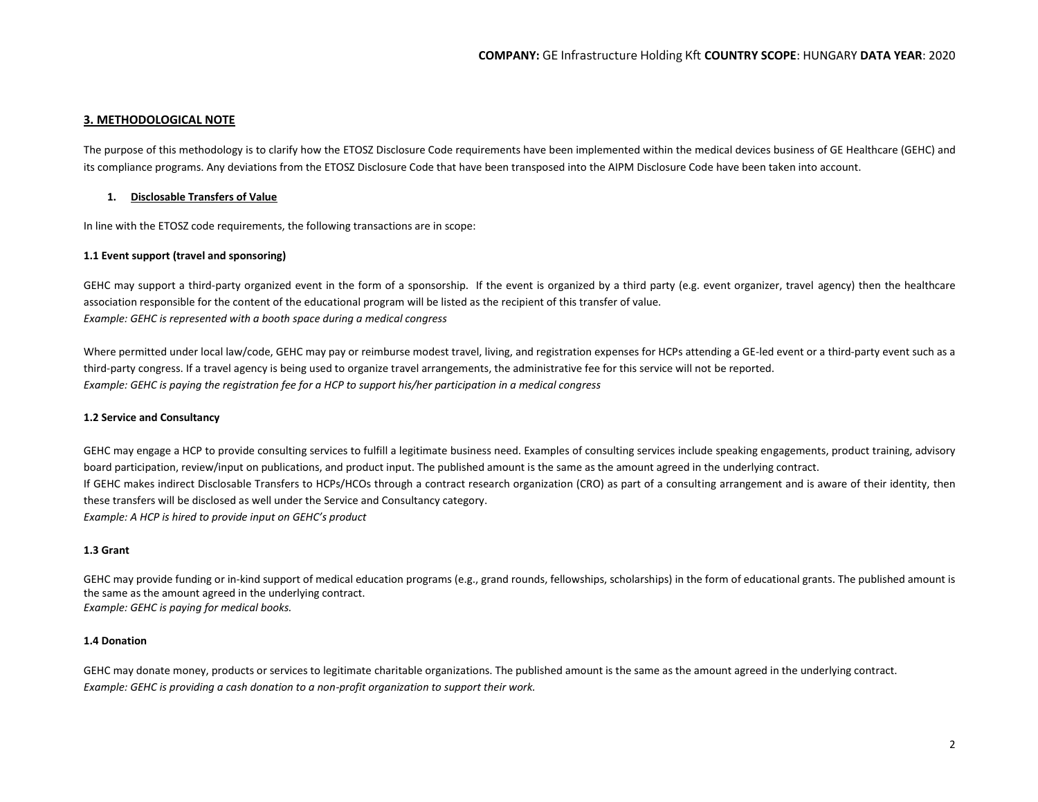## 3. METHODOLOGICAL NOTE

The purpose of this methodology is to clarify how the ETOSZ Disclosure Code requirements have been implemented within the medical devices business of GE Healthcare (GEHC) and its compliance programs. Any deviations from the ETOSZ Disclosure Code that have been transposed into the AIPM Disclosure Code have been taken into account.

### 1. Disclosable Transfers of Value

In line with the ETOSZ code requirements, the following transactions are in scope:

#### 1.1 Event support (travel and sponsoring)

GEHC may support a third-party organized event in the form of a sponsorship. If the event is organized by a third party (e.g. event organizer, travel agency) then the healthcare association responsible for the content of the educational program will be listed as the recipient of this transfer of value.
*Example: GEHC is represented with a booth space during a medical congress*

Where permitted under local law/code, GEHC may pay or reimburse modest travel, living, and registration expenses for HCPs attending a GE-led event or a third-party event such as a third-party congress. If a travel agency is being used to organize travel arrangements, the administrative fee for this service will not be reported.
*Example: GEHC is paying the registration fee for a HCP to support his/her participation in a medical congress*

#### 1.2 Service and Consultancy

GEHC may engage a HCP to provide consulting services to fulfill a legitimate business need. Examples of consulting services include speaking engagements, product training, advisory board participation, review/input on publications, and product input. The published amount is the same as the amount agreed in the underlying contract.
If GEHC makes indirect Disclosable Transfers to HCPs/HCOs through a contract research organization (CRO) as part of a consulting arrangement and is aware of their identity, then these transfers will be disclosed as well under the Service and Consultancy category.
*Example: A HCP is hired to provide input on GEHC's product*

#### 1.3 Grant

GEHC may provide funding or in-kind support of medical education programs (e.g., grand rounds, fellowships, scholarships) in the form of educational grants. The published amount is the same as the amount agreed in the underlying contract.
*Example: GEHC is paying for medical books.*

#### 1.4 Donation

GEHC may donate money, products or services to legitimate charitable organizations. The published amount is the same as the amount agreed in the underlying contract.
*Example: GEHC is providing a cash donation to a non-profit organization to support their work.*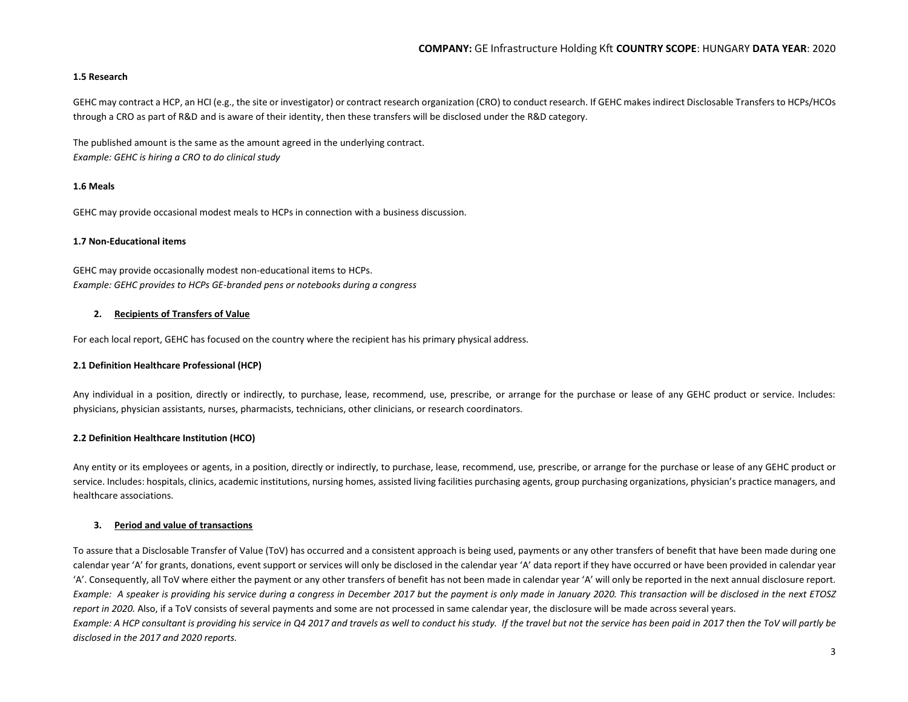#### 1.5 Research

GEHC may contract a HCP, an HCI (e.g., the site or investigator) or contract research organization (CRO) to conduct research. If GEHC makes indirect Disclosable Transfers to HCPs/HCOs through a CRO as part of R&D and is aware of their identity, then these transfers will be disclosed under the R&D category.

The published amount is the same as the amount agreed in the underlying contract.
*Example: GEHC is hiring a CRO to do clinical study*

#### 1.6 Meals

GEHC may provide occasional modest meals to HCPs in connection with a business discussion.

#### 1.7 Non-Educational items

GEHC may provide occasionally modest non-educational items to HCPs.
*Example: GEHC provides to HCPs GE-branded pens or notebooks during a congress*

## 2. Recipients of Transfers of Value

For each local report, GEHC has focused on the country where the recipient has his primary physical address.

#### 2.1 Definition Healthcare Professional (HCP)

Any individual in a position, directly or indirectly, to purchase, lease, recommend, use, prescribe, or arrange for the purchase or lease of any GEHC product or service. Includes: physicians, physician assistants, nurses, pharmacists, technicians, other clinicians, or research coordinators.

#### 2.2 Definition Healthcare Institution (HCO)

Any entity or its employees or agents, in a position, directly or indirectly, to purchase, lease, recommend, use, prescribe, or arrange for the purchase or lease of any GEHC product or service. Includes: hospitals, clinics, academic institutions, nursing homes, assisted living facilities purchasing agents, group purchasing organizations, physician's practice managers, and healthcare associations.

## 3. Period and value of transactions

To assure that a Disclosable Transfer of Value (ToV) has occurred and a consistent approach is being used, payments or any other transfers of benefit that have been made during one calendar year 'A' for grants, donations, event support or services will only be disclosed in the calendar year 'A' data report if they have occurred or have been provided in calendar year 'A'. Consequently, all ToV where either the payment or any other transfers of benefit has not been made in calendar year 'A' will only be reported in the next annual disclosure report. *Example: A speaker is providing his service during a congress in December 2017 but the payment is only made in January 2020. This transaction will be disclosed in the next ETOSZ report in 2020.* Also, if a ToV consists of several payments and some are not processed in same calendar year, the disclosure will be made across several years.
*Example: A HCP consultant is providing his service in Q4 2017 and travels as well to conduct his study. If the travel but not the service has been paid in 2017 then the ToV will partly be disclosed in the 2017 and 2020 reports.*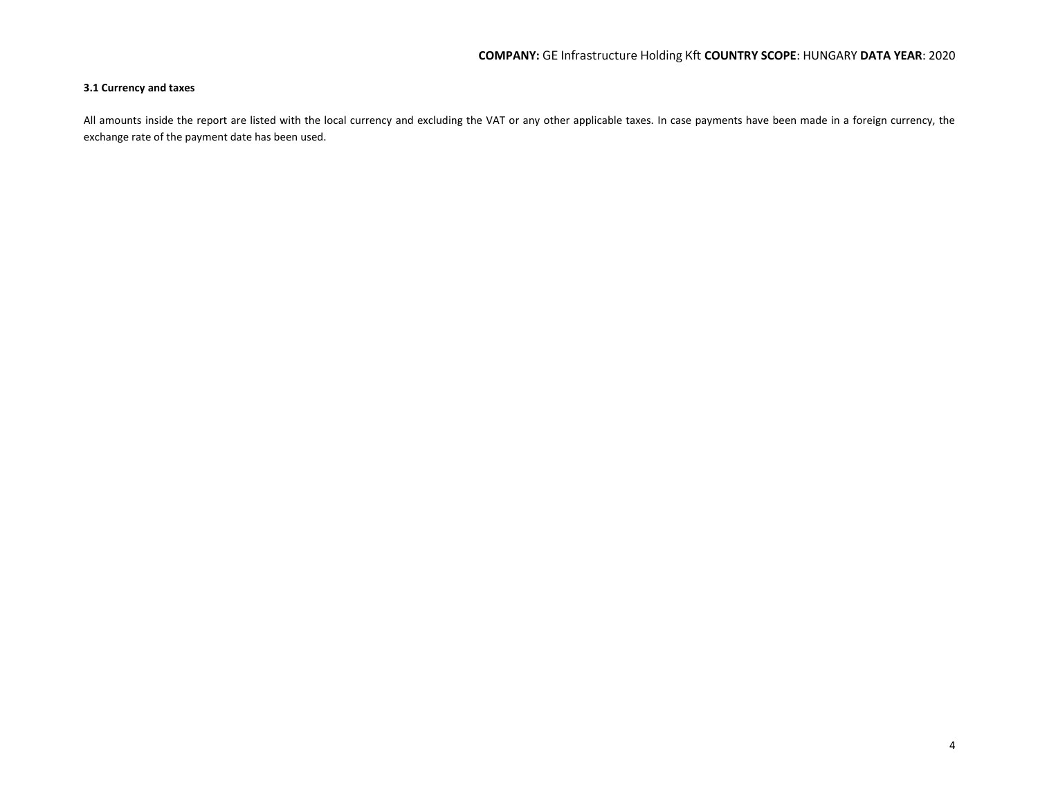### 3.1 Currency and taxes

All amounts inside the report are listed with the local currency and excluding the VAT or any other applicable taxes. In case payments have been made in a foreign currency, the exchange rate of the payment date has been used.